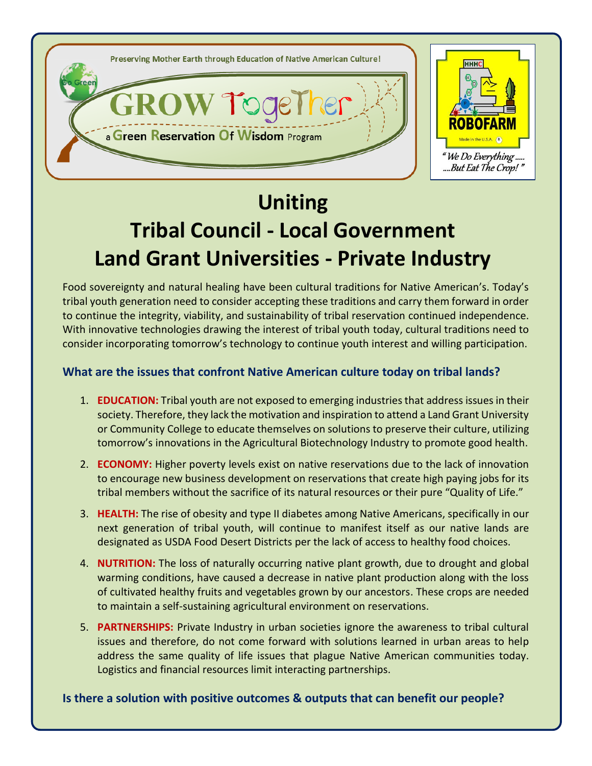Preserving Mother Earth through Education of Native American Culture!

Go Green

# GROW TogeTher

a **G**reen **R**eservation **O**f **W**isdom Program

HHHC

ROBOFARM

Made in the U.S.A. ®

*"We Do Everything..... ....But Eat The Crop!"*

# Uniting
# Tribal Council - Local Government
# Land Grant Universities - Private Industry

Food sovereignty and natural healing have been cultural traditions for Native American's. Today's tribal youth generation need to consider accepting these traditions and carry them forward in order to continue the integrity, viability, and sustainability of tribal reservation continued independence. With innovative technologies drawing the interest of tribal youth today, cultural traditions need to consider incorporating tomorrow's technology to continue youth interest and willing participation.

### What are the issues that confront Native American culture today on tribal lands?

1. **EDUCATION:** Tribal youth are not exposed to emerging industries that address issues in their society. Therefore, they lack the motivation and inspiration to attend a Land Grant University or Community College to educate themselves on solutions to preserve their culture, utilizing tomorrow's innovations in the Agricultural Biotechnology Industry to promote good health.
2. **ECONOMY:** Higher poverty levels exist on native reservations due to the lack of innovation to encourage new business development on reservations that create high paying jobs for its tribal members without the sacrifice of its natural resources or their pure "Quality of Life."
3. **HEALTH:** The rise of obesity and type II diabetes among Native Americans, specifically in our next generation of tribal youth, will continue to manifest itself as our native lands are designated as USDA Food Desert Districts per the lack of access to healthy food choices.
4. **NUTRITION:** The loss of naturally occurring native plant growth, due to drought and global warming conditions, have caused a decrease in native plant production along with the loss of cultivated healthy fruits and vegetables grown by our ancestors. These crops are needed to maintain a self-sustaining agricultural environment on reservations.
5. **PARTNERSHIPS:** Private Industry in urban societies ignore the awareness to tribal cultural issues and therefore, do not come forward with solutions learned in urban areas to help address the same quality of life issues that plague Native American communities today. Logistics and financial resources limit interacting partnerships.

### Is there a solution with positive outcomes & outputs that can benefit our people?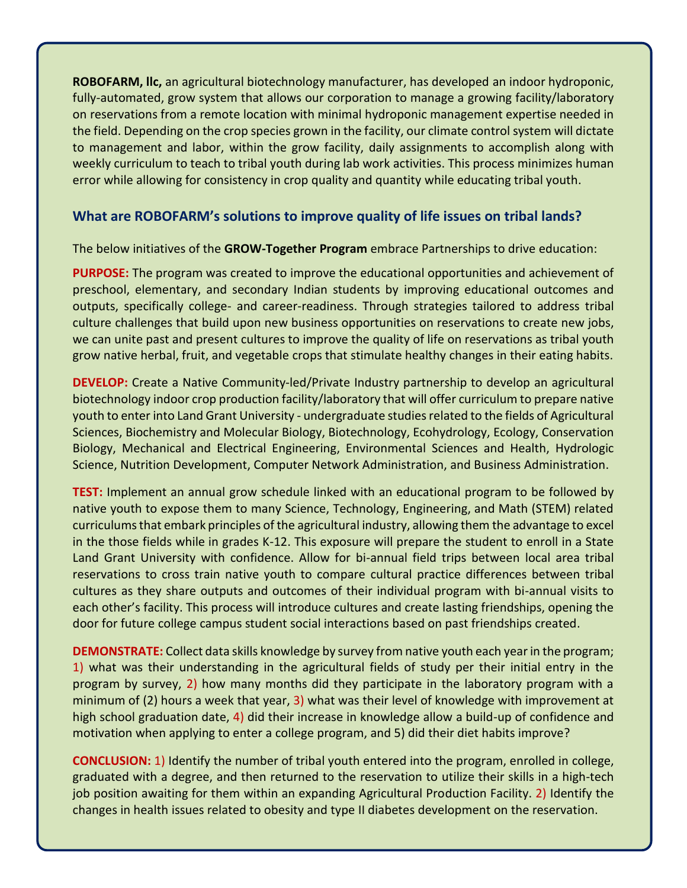**ROBOFARM, llc,** an agricultural biotechnology manufacturer, has developed an indoor hydroponic, fully-automated, grow system that allows our corporation to manage a growing facility/laboratory on reservations from a remote location with minimal hydroponic management expertise needed in the field. Depending on the crop species grown in the facility, our climate control system will dictate to management and labor, within the grow facility, daily assignments to accomplish along with weekly curriculum to teach to tribal youth during lab work activities. This process minimizes human error while allowing for consistency in crop quality and quantity while educating tribal youth.

## What are ROBOFARM's solutions to improve quality of life issues on tribal lands?

The below initiatives of the **GROW-Together Program** embrace Partnerships to drive education:

**PURPOSE:** The program was created to improve the educational opportunities and achievement of preschool, elementary, and secondary Indian students by improving educational outcomes and outputs, specifically college- and career-readiness. Through strategies tailored to address tribal culture challenges that build upon new business opportunities on reservations to create new jobs, we can unite past and present cultures to improve the quality of life on reservations as tribal youth grow native herbal, fruit, and vegetable crops that stimulate healthy changes in their eating habits.

**DEVELOP:** Create a Native Community-led/Private Industry partnership to develop an agricultural biotechnology indoor crop production facility/laboratory that will offer curriculum to prepare native youth to enter into Land Grant University - undergraduate studies related to the fields of Agricultural Sciences, Biochemistry and Molecular Biology, Biotechnology, Ecohydrology, Ecology, Conservation Biology, Mechanical and Electrical Engineering, Environmental Sciences and Health, Hydrologic Science, Nutrition Development, Computer Network Administration, and Business Administration.

**TEST:** Implement an annual grow schedule linked with an educational program to be followed by native youth to expose them to many Science, Technology, Engineering, and Math (STEM) related curriculums that embark principles of the agricultural industry, allowing them the advantage to excel in the those fields while in grades K-12. This exposure will prepare the student to enroll in a State Land Grant University with confidence. Allow for bi-annual field trips between local area tribal reservations to cross train native youth to compare cultural practice differences between tribal cultures as they share outputs and outcomes of their individual program with bi-annual visits to each other's facility. This process will introduce cultures and create lasting friendships, opening the door for future college campus student social interactions based on past friendships created.

**DEMONSTRATE:** Collect data skills knowledge by survey from native youth each year in the program; 1) what was their understanding in the agricultural fields of study per their initial entry in the program by survey, 2) how many months did they participate in the laboratory program with a minimum of (2) hours a week that year, 3) what was their level of knowledge with improvement at high school graduation date, 4) did their increase in knowledge allow a build-up of confidence and motivation when applying to enter a college program, and 5) did their diet habits improve?

**CONCLUSION:** 1) Identify the number of tribal youth entered into the program, enrolled in college, graduated with a degree, and then returned to the reservation to utilize their skills in a high-tech job position awaiting for them within an expanding Agricultural Production Facility. 2) Identify the changes in health issues related to obesity and type II diabetes development on the reservation.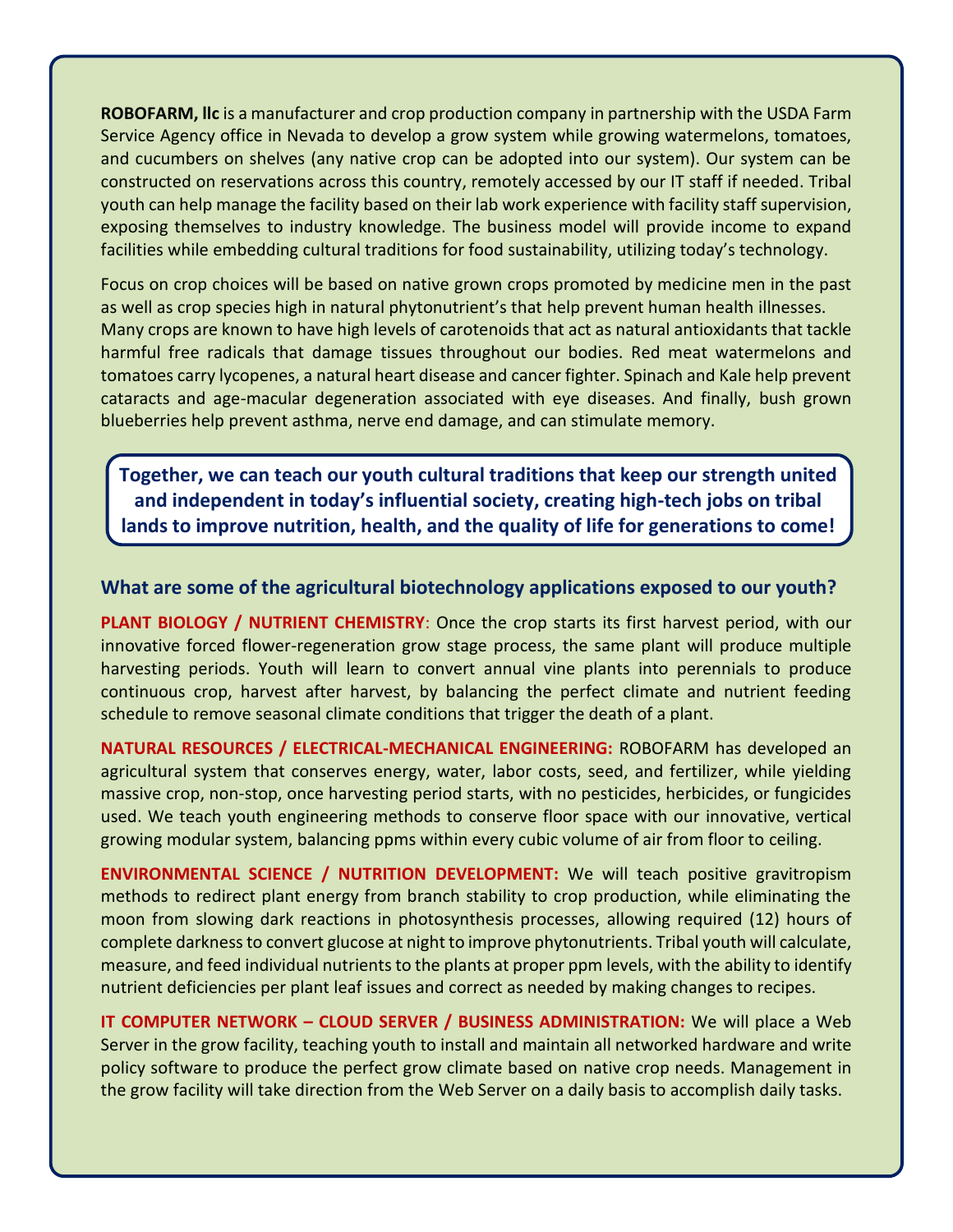**ROBOFARM, llc** is a manufacturer and crop production company in partnership with the USDA Farm Service Agency office in Nevada to develop a grow system while growing watermelons, tomatoes, and cucumbers on shelves (any native crop can be adopted into our system). Our system can be constructed on reservations across this country, remotely accessed by our IT staff if needed. Tribal youth can help manage the facility based on their lab work experience with facility staff supervision, exposing themselves to industry knowledge. The business model will provide income to expand facilities while embedding cultural traditions for food sustainability, utilizing today's technology.

Focus on crop choices will be based on native grown crops promoted by medicine men in the past as well as crop species high in natural phytonutrient's that help prevent human health illnesses. Many crops are known to have high levels of carotenoids that act as natural antioxidants that tackle harmful free radicals that damage tissues throughout our bodies. Red meat watermelons and tomatoes carry lycopenes, a natural heart disease and cancer fighter. Spinach and Kale help prevent cataracts and age-macular degeneration associated with eye diseases. And finally, bush grown blueberries help prevent asthma, nerve end damage, and can stimulate memory.

**Together, we can teach our youth cultural traditions that keep our strength united and independent in today's influential society, creating high-tech jobs on tribal lands to improve nutrition, health, and the quality of life for generations to come!**

### What are some of the agricultural biotechnology applications exposed to our youth?

**PLANT BIOLOGY / NUTRIENT CHEMISTRY**: Once the crop starts its first harvest period, with our innovative forced flower-regeneration grow stage process, the same plant will produce multiple harvesting periods. Youth will learn to convert annual vine plants into perennials to produce continuous crop, harvest after harvest, by balancing the perfect climate and nutrient feeding schedule to remove seasonal climate conditions that trigger the death of a plant.

**NATURAL RESOURCES / ELECTRICAL-MECHANICAL ENGINEERING:** ROBOFARM has developed an agricultural system that conserves energy, water, labor costs, seed, and fertilizer, while yielding massive crop, non-stop, once harvesting period starts, with no pesticides, herbicides, or fungicides used. We teach youth engineering methods to conserve floor space with our innovative, vertical growing modular system, balancing ppms within every cubic volume of air from floor to ceiling.

**ENVIRONMENTAL SCIENCE / NUTRITION DEVELOPMENT:** We will teach positive gravitropism methods to redirect plant energy from branch stability to crop production, while eliminating the moon from slowing dark reactions in photosynthesis processes, allowing required (12) hours of complete darkness to convert glucose at night to improve phytonutrients. Tribal youth will calculate, measure, and feed individual nutrients to the plants at proper ppm levels, with the ability to identify nutrient deficiencies per plant leaf issues and correct as needed by making changes to recipes.

**IT COMPUTER NETWORK – CLOUD SERVER / BUSINESS ADMINISTRATION:** We will place a Web Server in the grow facility, teaching youth to install and maintain all networked hardware and write policy software to produce the perfect grow climate based on native crop needs. Management in the grow facility will take direction from the Web Server on a daily basis to accomplish daily tasks.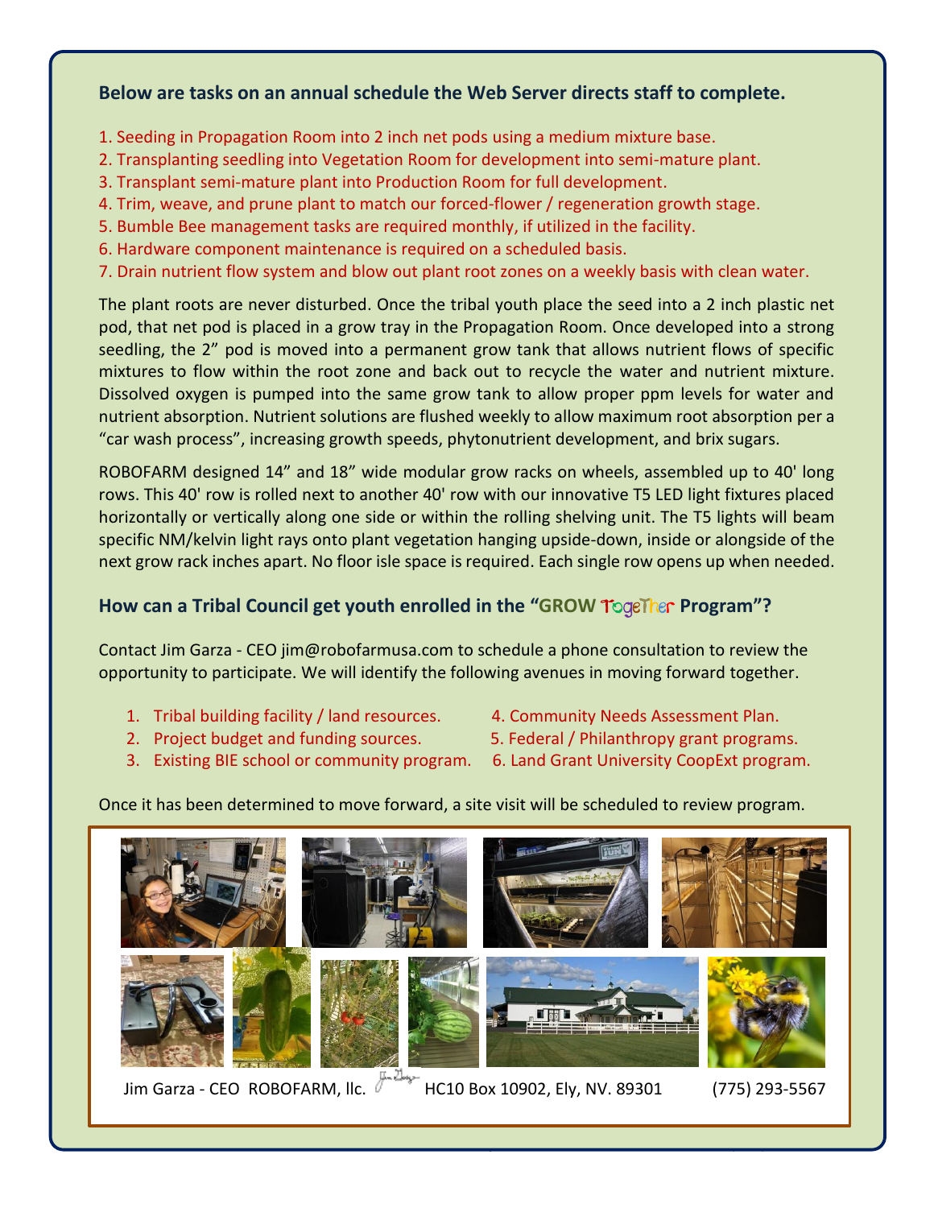**Below are tasks on an annual schedule the Web Server directs staff to complete.**

1. Seeding in Propagation Room into 2 inch net pods using a medium mixture base.
2. Transplanting seedling into Vegetation Room for development into semi-mature plant.
3. Transplant semi-mature plant into Production Room for full development.
4. Trim, weave, and prune plant to match our forced-flower / regeneration growth stage.
5. Bumble Bee management tasks are required monthly, if utilized in the facility.
6. Hardware component maintenance is required on a scheduled basis.
7. Drain nutrient flow system and blow out plant root zones on a weekly basis with clean water.

The plant roots are never disturbed. Once the tribal youth place the seed into a 2 inch plastic net pod, that net pod is placed in a grow tray in the Propagation Room. Once developed into a strong seedling, the 2" pod is moved into a permanent grow tank that allows nutrient flows of specific mixtures to flow within the root zone and back out to recycle the water and nutrient mixture. Dissolved oxygen is pumped into the same grow tank to allow proper ppm levels for water and nutrient absorption. Nutrient solutions are flushed weekly to allow maximum root absorption per a "car wash process", increasing growth speeds, phytonutrient development, and brix sugars.

ROBOFARM designed 14" and 18" wide modular grow racks on wheels, assembled up to 40' long rows. This 40' row is rolled next to another 40' row with our innovative T5 LED light fixtures placed horizontally or vertically along one side or within the rolling shelving unit. The T5 lights will beam specific NM/kelvin light rays onto plant vegetation hanging upside-down, inside or alongside of the next grow rack inches apart. No floor isle space is required. Each single row opens up when needed.

## How can a Tribal Council get youth enrolled in the "GROW Together Program"?

Contact Jim Garza - CEO jim@robofarmusa.com to schedule a phone consultation to review the opportunity to participate. We will identify the following avenues in moving forward together.

1. Tribal building facility / land resources.
2. Project budget and funding sources.
3. Existing BIE school or community program.
4. Community Needs Assessment Plan.
5. Federal / Philanthropy grant programs.
6. Land Grant University CoopExt program.

Once it has been determined to move forward, a site visit will be scheduled to review program.

Jim Garza - CEO ROBOFARM, llc. HC10 Box 10902, Ely, NV. 89301 (775) 293-5567